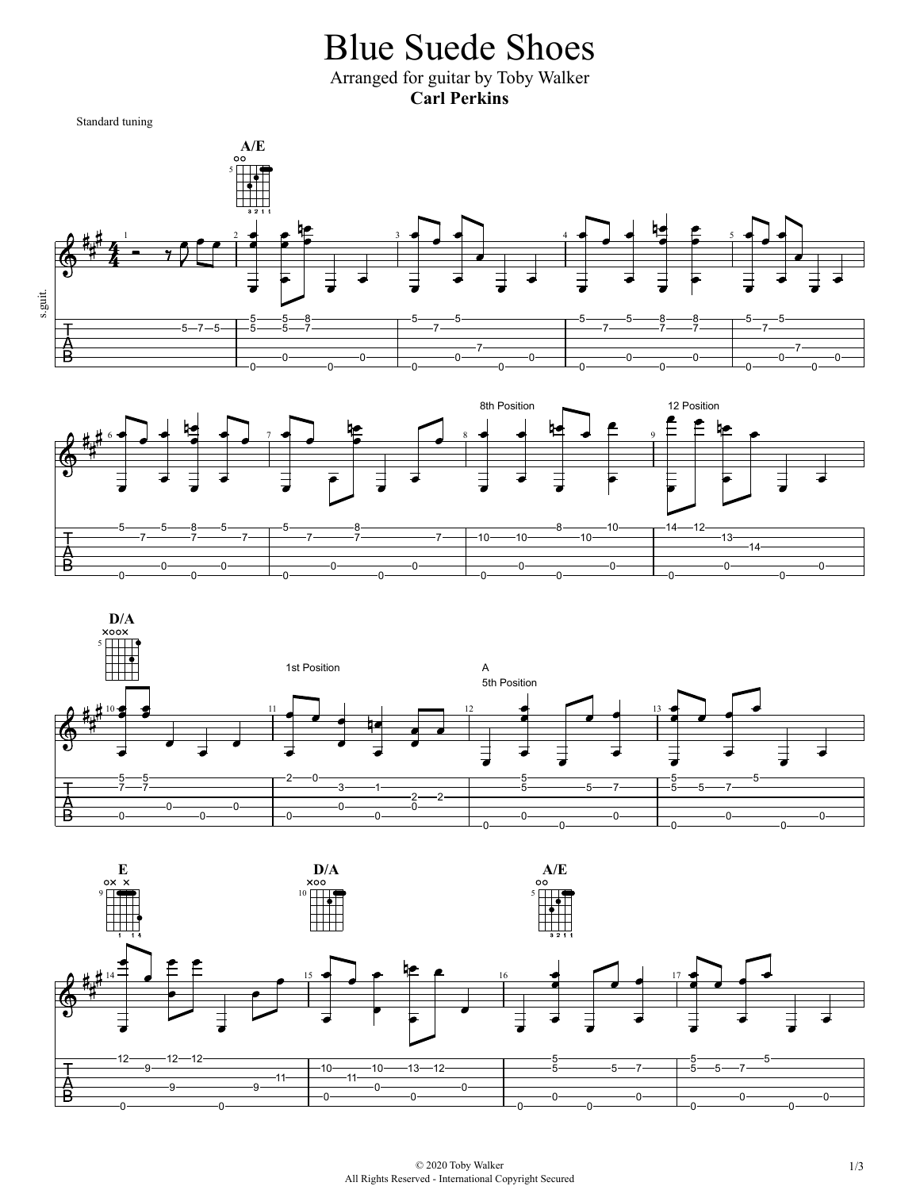# Blue Suede Shoes

Arranged for guitar by Toby Walker

**Carl Perkins**

Standard tuning

A/E

8th Position

12 Position

D/A

1st Position

A

5th Position

E

D/A

A/E

© 2020 Toby Walker
All Rights Reserved - International Copyright Secured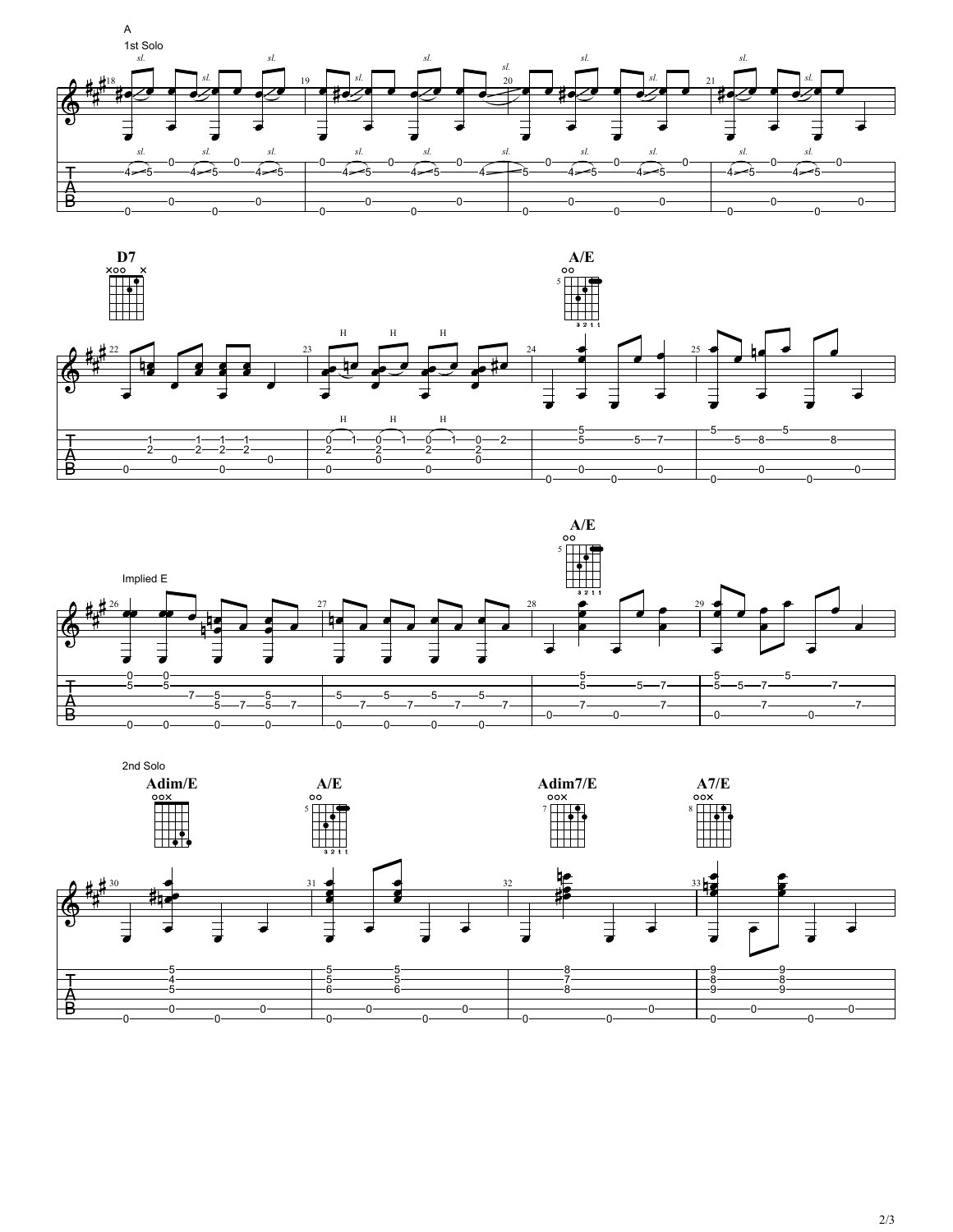A

1st Solo

D7

A/E

Implied E

A/E

2nd Solo

Adim/E

A/E

Adim7/E

A7/E